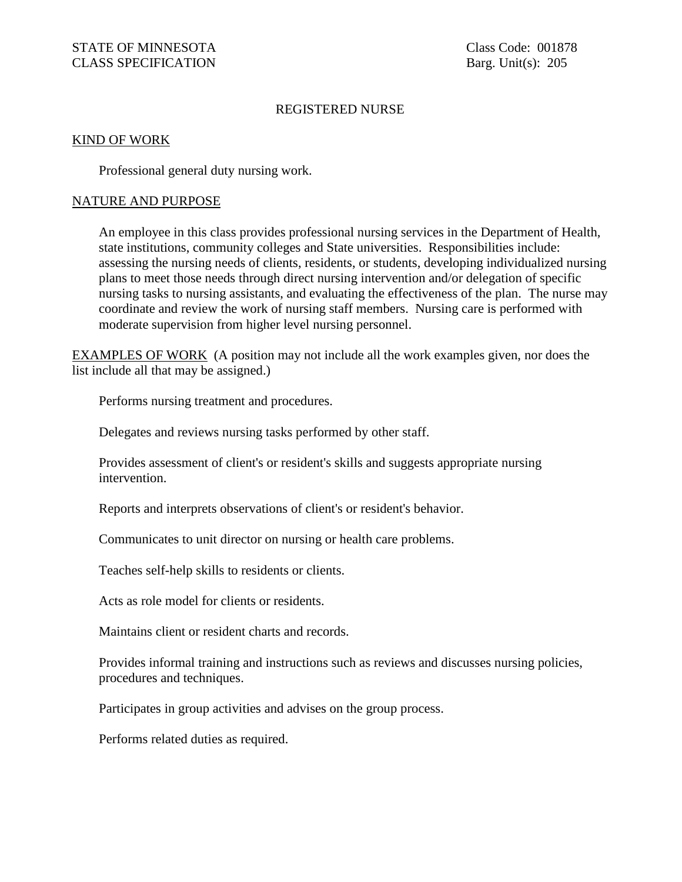STATE OF MINNESOTA
CLASS SPECIFICATION

Class Code: 001878
Barg. Unit(s): 205

# REGISTERED NURSE

## KIND OF WORK

Professional general duty nursing work.

## NATURE AND PURPOSE

An employee in this class provides professional nursing services in the Department of Health, state institutions, community colleges and State universities. Responsibilities include: assessing the nursing needs of clients, residents, or students, developing individualized nursing plans to meet those needs through direct nursing intervention and/or delegation of specific nursing tasks to nursing assistants, and evaluating the effectiveness of the plan. The nurse may coordinate and review the work of nursing staff members. Nursing care is performed with moderate supervision from higher level nursing personnel.

## EXAMPLES OF WORK

(A position may not include all the work examples given, nor does the list include all that may be assigned.)

Performs nursing treatment and procedures.

Delegates and reviews nursing tasks performed by other staff.

Provides assessment of client's or resident's skills and suggests appropriate nursing intervention.

Reports and interprets observations of client's or resident's behavior.

Communicates to unit director on nursing or health care problems.

Teaches self-help skills to residents or clients.

Acts as role model for clients or residents.

Maintains client or resident charts and records.

Provides informal training and instructions such as reviews and discusses nursing policies, procedures and techniques.

Participates in group activities and advises on the group process.

Performs related duties as required.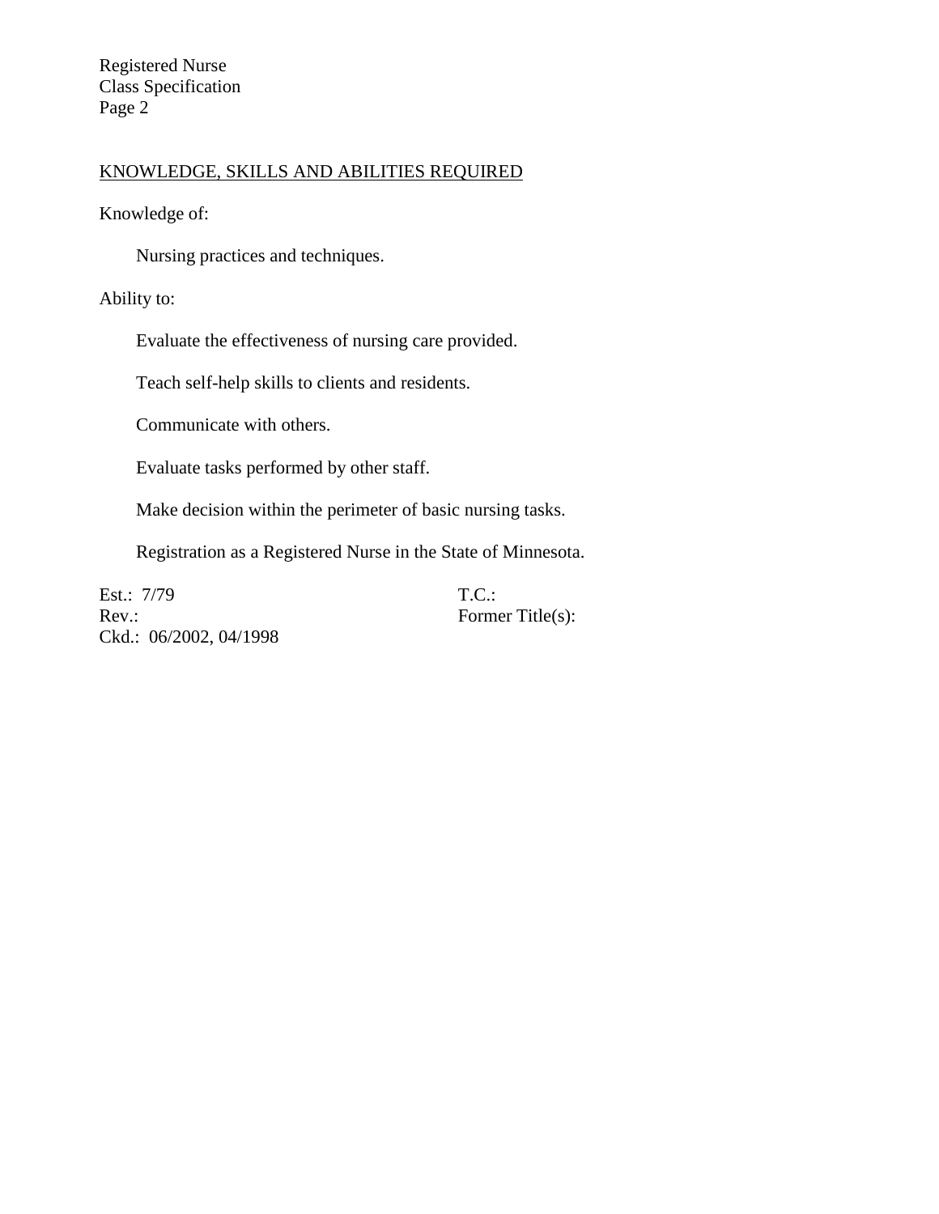## KNOWLEDGE, SKILLS AND ABILITIES REQUIRED

Knowledge of:

Nursing practices and techniques.

Ability to:

Evaluate the effectiveness of nursing care provided.

Teach self-help skills to clients and residents.

Communicate with others.

Evaluate tasks performed by other staff.

Make decision within the perimeter of basic nursing tasks.

Registration as a Registered Nurse in the State of Minnesota.

Est.: 7/79
Rev.:
Ckd.: 06/2002, 04/1998

T.C.:
Former Title(s):